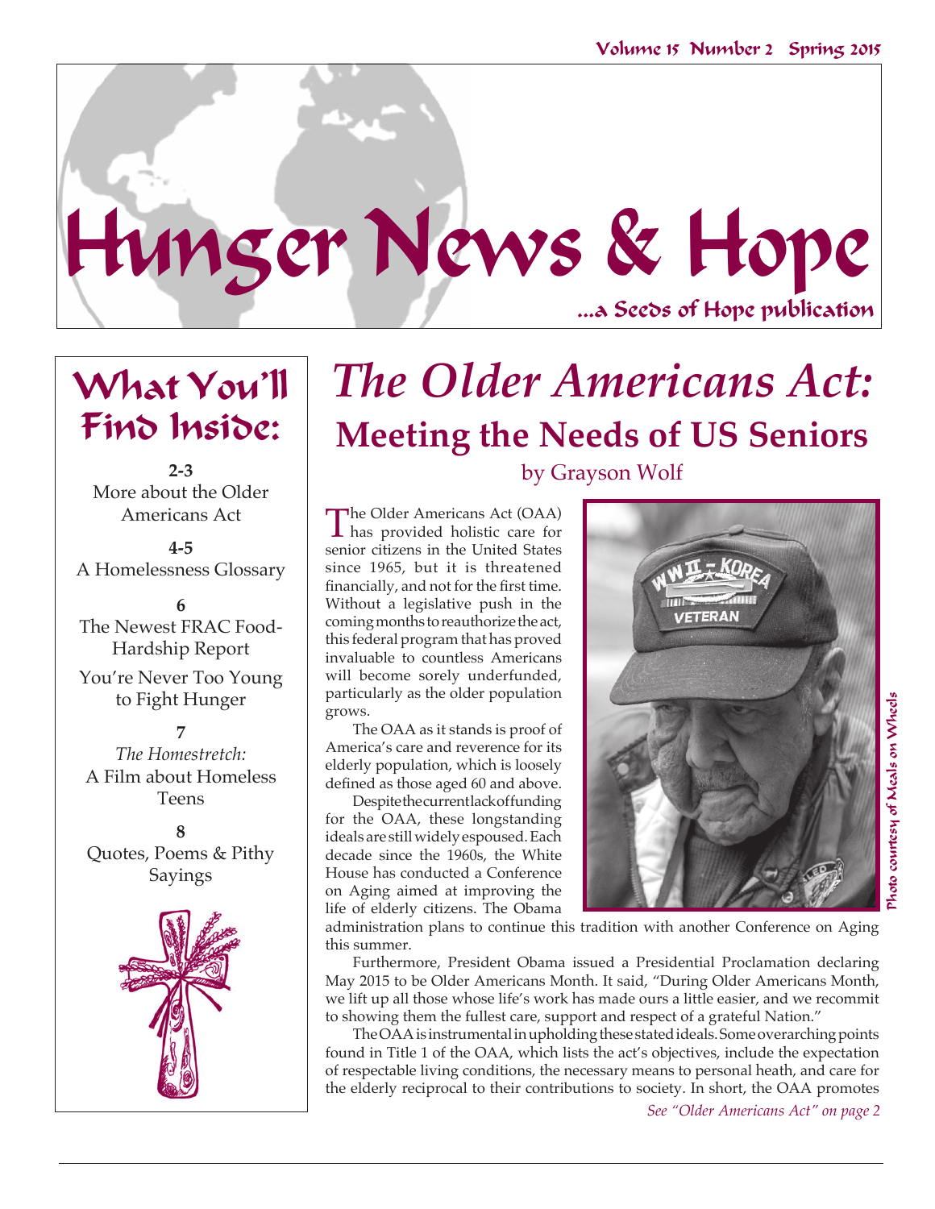Volume 15 Number 2 Spring 2015

# Hunger News & Hope

...a Seeds of Hope publication

## What You'll Find Inside:

**2-3**
More about the Older Americans Act

**4-5**
A Homelessness Glossary

**6**
The Newest FRAC Food-Hardship Report

You're Never Too Young to Fight Hunger

**7**
*The Homestretch:* A Film about Homeless Teens

**8**
Quotes, Poems & Pithy Sayings

# *The Older Americans Act:*

## Meeting the Needs of US Seniors

by Grayson Wolf

The Older Americans Act (OAA) has provided holistic care for senior citizens in the United States since 1965, but it is threatened financially, and not for the first time. Without a legislative push in the coming months to reauthorize the act, this federal program that has proved invaluable to countless Americans will become sorely underfunded, particularly as the older population grows.

The OAA as it stands is proof of America's care and reverence for its elderly population, which is loosely defined as those aged 60 and above.

Despite the current lack of funding for the OAA, these longstanding ideals are still widely espoused. Each decade since the 1960s, the White House has conducted a Conference on Aging aimed at improving the life of elderly citizens. The Obama administration plans to continue this tradition with another Conference on Aging this summer.

Photo courtesy of Meals on Wheels

Furthermore, President Obama issued a Presidential Proclamation declaring May 2015 to be Older Americans Month. It said, "During Older Americans Month, we lift up all those whose life's work has made ours a little easier, and we recommit to showing them the fullest care, support and respect of a grateful Nation."

The OAA is instrumental in upholding these stated ideals. Some overarching points found in Title 1 of the OAA, which lists the act's objectives, include the expectation of respectable living conditions, the necessary means to personal heath, and care for the elderly reciprocal to their contributions to society. In short, the OAA promotes

*See "Older Americans Act" on page 2*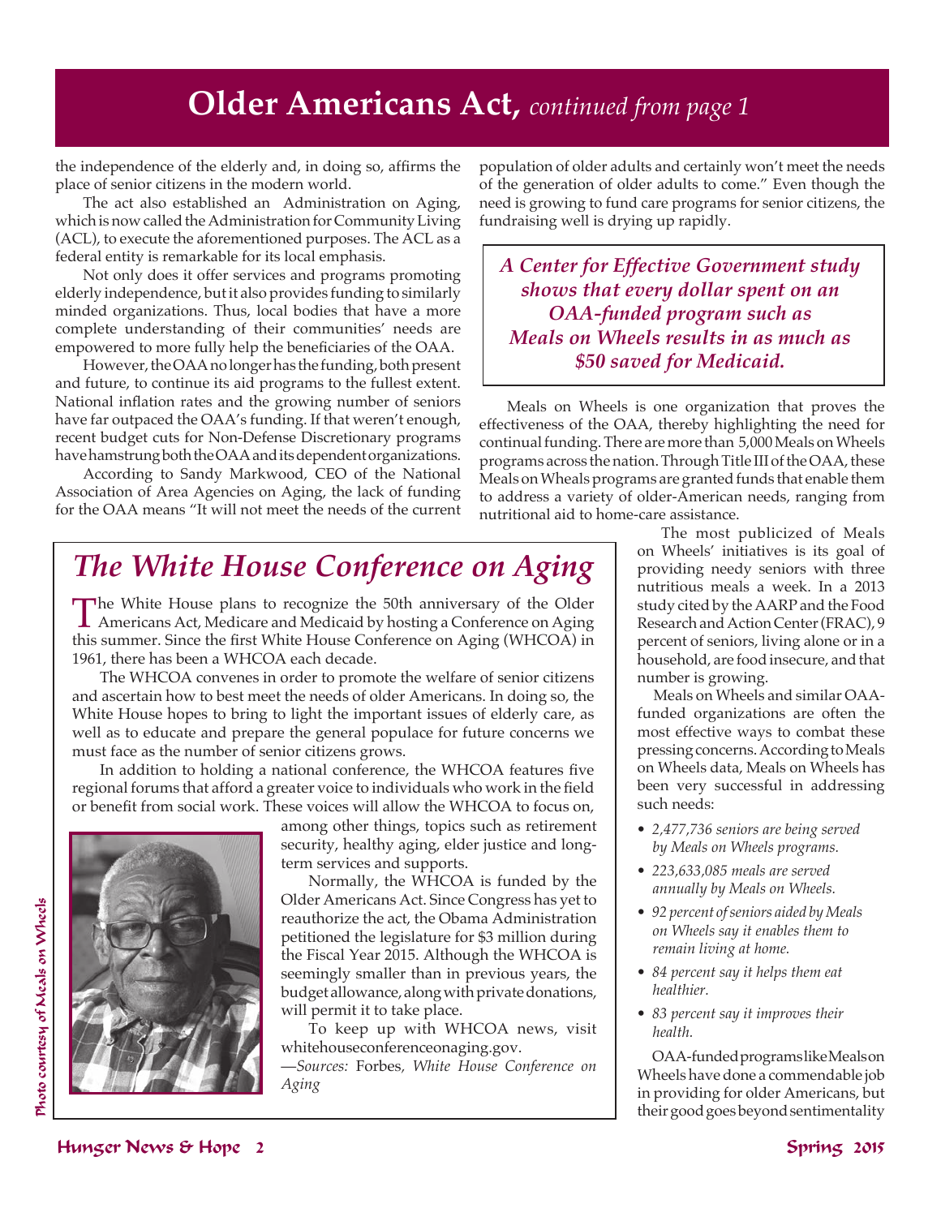# Older Americans Act, *continued from page 1*

the independence of the elderly and, in doing so, affirms the place of senior citizens in the modern world.

The act also established an Administration on Aging, which is now called the Administration for Community Living (ACL), to execute the aforementioned purposes. The ACL as a federal entity is remarkable for its local emphasis.

Not only does it offer services and programs promoting elderly independence, but it also provides funding to similarly minded organizations. Thus, local bodies that have a more complete understanding of their communities' needs are empowered to more fully help the beneficiaries of the OAA.

However, the OAA no longer has the funding, both present and future, to continue its aid programs to the fullest extent. National inflation rates and the growing number of seniors have far outpaced the OAA's funding. If that weren't enough, recent budget cuts for Non-Defense Discretionary programs have hamstrung both the OAA and its dependent organizations.

According to Sandy Markwood, CEO of the National Association of Area Agencies on Aging, the lack of funding for the OAA means "It will not meet the needs of the current population of older adults and certainly won't meet the needs of the generation of older adults to come." Even though the need is growing to fund care programs for senior citizens, the fundraising well is drying up rapidly.

> ***A Center for Effective Government study shows that every dollar spent on an OAA-funded program such as Meals on Wheels results in as much as $50 saved for Medicaid.***

Meals on Wheels is one organization that proves the effectiveness of the OAA, thereby highlighting the need for continual funding. There are more than 5,000 Meals on Wheels programs across the nation. Through Title III of the OAA, these Meals on Wheels programs are granted funds that enable them to address a variety of older-American needs, ranging from nutritional aid to home-care assistance.

The most publicized of Meals on Wheels' initiatives is its goal of providing needy seniors with three nutritious meals a week. In a 2013 study cited by the AARP and the Food Research and Action Center (FRAC), 9 percent of seniors, living alone or in a household, are food insecure, and that number is growing.

Meals on Wheels and similar OAA-funded organizations are often the most effective ways to combat these pressing concerns. According to Meals on Wheels data, Meals on Wheels has been very successful in addressing such needs:

- *2,477,736 seniors are being served by Meals on Wheels programs.*
- *223,633,085 meals are served annually by Meals on Wheels.*
- *92 percent of seniors aided by Meals on Wheels say it enables them to remain living at home.*
- *84 percent say it helps them eat healthier.*
- *83 percent say it improves their health.*

OAA-funded programs like Meals on Wheels have done a commendable job in providing for older Americans, but their good goes beyond sentimentality

## *The White House Conference on Aging*

The White House plans to recognize the 50th anniversary of the Older Americans Act, Medicare and Medicaid by hosting a Conference on Aging this summer. Since the first White House Conference on Aging (WHCOA) in 1961, there has been a WHCOA each decade.

The WHCOA convenes in order to promote the welfare of senior citizens and ascertain how to best meet the needs of older Americans. In doing so, the White House hopes to bring to light the important issues of elderly care, as well as to educate and prepare the general populace for future concerns we must face as the number of senior citizens grows.

In addition to holding a national conference, the WHCOA features five regional forums that afford a greater voice to individuals who work in the field or benefit from social work. These voices will allow the WHCOA to focus on, among other things, topics such as retirement security, healthy aging, elder justice and long-term services and supports.

Normally, the WHCOA is funded by the Older Americans Act. Since Congress has yet to reauthorize the act, the Obama Administration petitioned the legislature for $3 million during the Fiscal Year 2015. Although the WHCOA is seemingly smaller than in previous years, the budget allowance, along with private donations, will permit it to take place.

To keep up with WHCOA news, visit whitehouseconferenceonaging.gov.

—*Sources:* Forbes, *White House Conference on Aging*

Photo courtesy of Meals on Wheels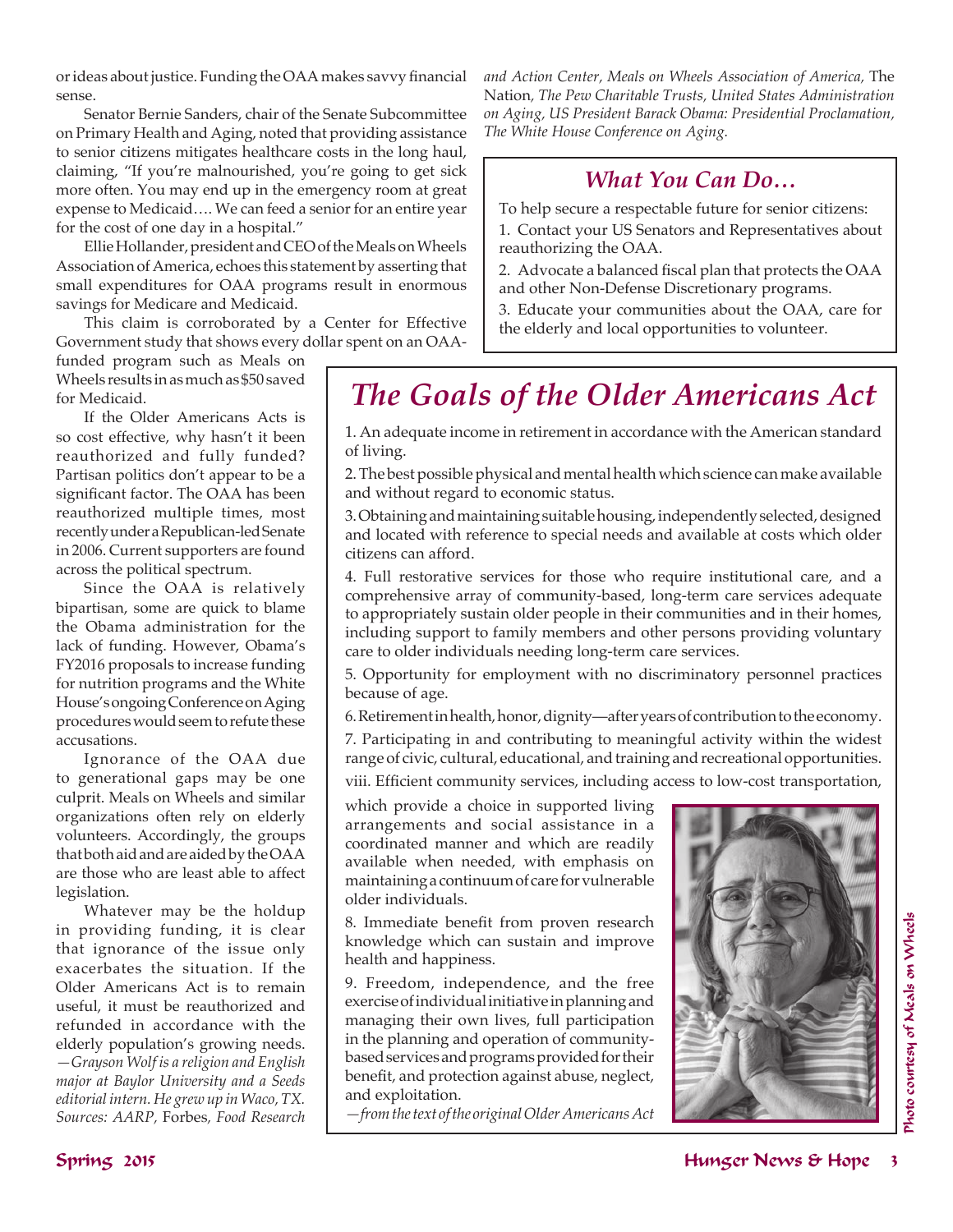or ideas about justice. Funding the OAA makes savvy financial sense.

Senator Bernie Sanders, chair of the Senate Subcommittee on Primary Health and Aging, noted that providing assistance to senior citizens mitigates healthcare costs in the long haul, claiming, "If you're malnourished, you're going to get sick more often. You may end up in the emergency room at great expense to Medicaid…. We can feed a senior for an entire year for the cost of one day in a hospital."

Ellie Hollander, president and CEO of the Meals on Wheels Association of America, echoes this statement by asserting that small expenditures for OAA programs result in enormous savings for Medicare and Medicaid.

This claim is corroborated by a Center for Effective Government study that shows every dollar spent on an OAA-funded program such as Meals on Wheels results in as much as $50 saved for Medicaid.

If the Older Americans Acts is so cost effective, why hasn't it been reauthorized and fully funded? Partisan politics don't appear to be a significant factor. The OAA has been reauthorized multiple times, most recently under a Republican-led Senate in 2006. Current supporters are found across the political spectrum.

Since the OAA is relatively bipartisan, some are quick to blame the Obama administration for the lack of funding. However, Obama's FY2016 proposals to increase funding for nutrition programs and the White House's ongoing Conference on Aging procedures would seem to refute these accusations.

Ignorance of the OAA due to generational gaps may be one culprit. Meals on Wheels and similar organizations often rely on elderly volunteers. Accordingly, the groups that both aid and are aided by the OAA are those who are least able to affect legislation.

Whatever may be the holdup in providing funding, it is clear that ignorance of the issue only exacerbates the situation. If the Older Americans Act is to remain useful, it must be reauthorized and refunded in accordance with the elderly population's growing needs.

*—Grayson Wolf is a religion and English major at Baylor University and a Seeds editorial intern. He grew up in Waco, TX. Sources: AARP,* Forbes, *Food Research and Action Center, Meals on Wheels Association of America,* The Nation, *The Pew Charitable Trusts, United States Administration on Aging, US President Barack Obama: Presidential Proclamation, The White House Conference on Aging.*

## *What You Can Do…*

To help secure a respectable future for senior citizens:

1. Contact your US Senators and Representatives about reauthorizing the OAA.
2. Advocate a balanced fiscal plan that protects the OAA and other Non-Defense Discretionary programs.
3. Educate your communities about the OAA, care for the elderly and local opportunities to volunteer.

# *The Goals of the Older Americans Act*

1. An adequate income in retirement in accordance with the American standard of living.

2. The best possible physical and mental health which science can make available and without regard to economic status.

3. Obtaining and maintaining suitable housing, independently selected, designed and located with reference to special needs and available at costs which older citizens can afford.

4. Full restorative services for those who require institutional care, and a comprehensive array of community-based, long-term care services adequate to appropriately sustain older people in their communities and in their homes, including support to family members and other persons providing voluntary care to older individuals needing long-term care services.

5. Opportunity for employment with no discriminatory personnel practices because of age.

6. Retirement in health, honor, dignity—after years of contribution to the economy.

7. Participating in and contributing to meaningful activity within the widest range of civic, cultural, educational, and training and recreational opportunities.

viii. Efficient community services, including access to low-cost transportation, which provide a choice in supported living arrangements and social assistance in a coordinated manner and which are readily available when needed, with emphasis on maintaining a continuum of care for vulnerable older individuals.

8. Immediate benefit from proven research knowledge which can sustain and improve health and happiness.

9. Freedom, independence, and the free exercise of individual initiative in planning and managing their own lives, full participation in the planning and operation of community-based services and programs provided for their benefit, and protection against abuse, neglect, and exploitation.

*—from the text of the original Older Americans Act*

Photo courtesy of Meals on Wheels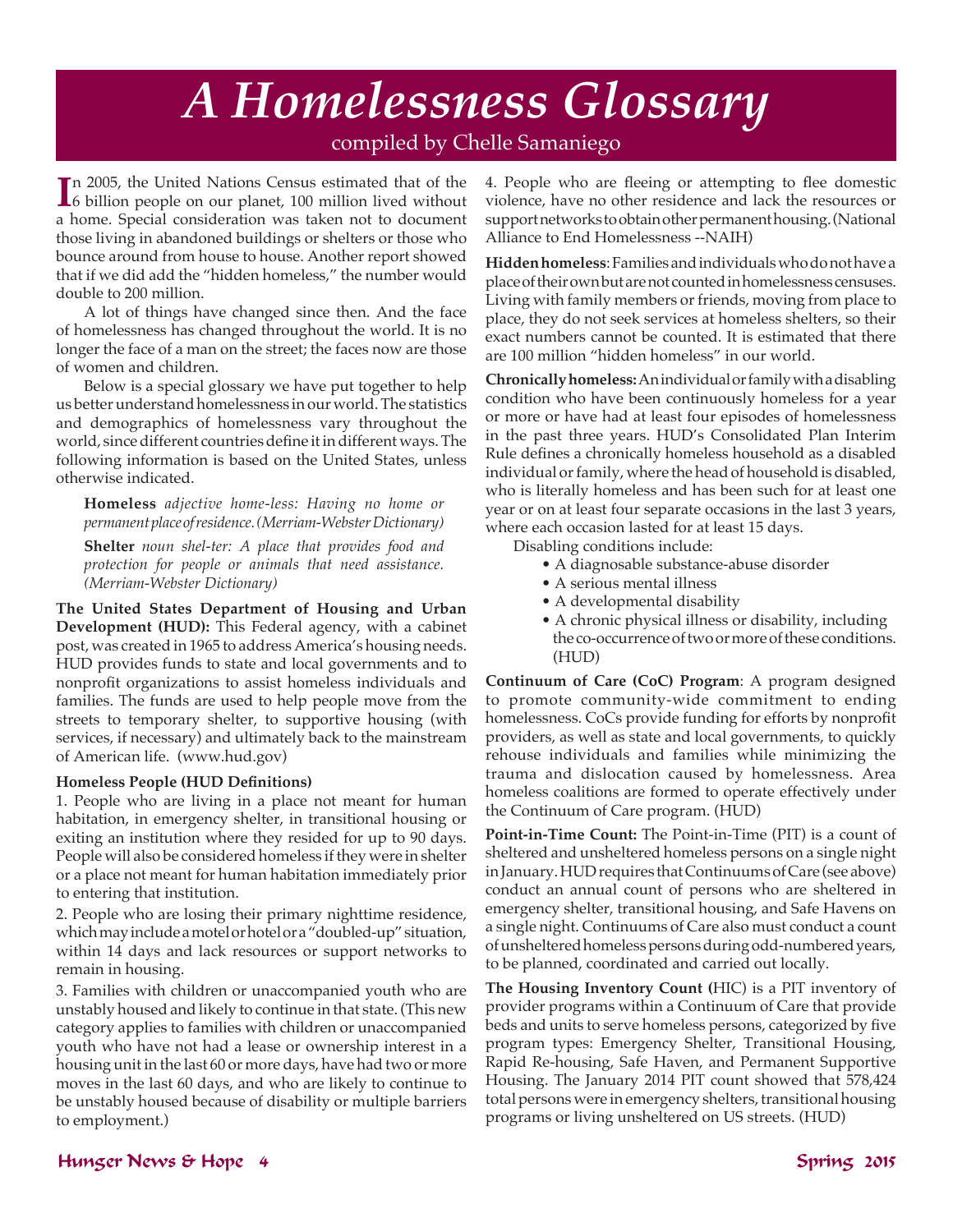# A Homelessness Glossary

compiled by Chelle Samaniego

In 2005, the United Nations Census estimated that of the 6 billion people on our planet, 100 million lived without a home. Special consideration was taken not to document those living in abandoned buildings or shelters or those who bounce around from house to house. Another report showed that if we did add the "hidden homeless," the number would double to 200 million.

A lot of things have changed since then. And the face of homelessness has changed throughout the world. It is no longer the face of a man on the street; the faces now are those of women and children.

Below is a special glossary we have put together to help us better understand homelessness in our world. The statistics and demographics of homelessness vary throughout the world, since different countries define it in different ways. The following information is based on the United States, unless otherwise indicated.

**Homeless** *adjective home-less: Having no home or permanent place of residence. (Merriam-Webster Dictionary)*

**Shelter** *noun shel-ter: A place that provides food and protection for people or animals that need assistance. (Merriam-Webster Dictionary)*

**The United States Department of Housing and Urban Development (HUD):** This Federal agency, with a cabinet post, was created in 1965 to address America's housing needs. HUD provides funds to state and local governments and to nonprofit organizations to assist homeless individuals and families. The funds are used to help people move from the streets to temporary shelter, to supportive housing (with services, if necessary) and ultimately back to the mainstream of American life. (www.hud.gov)

**Homeless People (HUD Definitions)**

1. People who are living in a place not meant for human habitation, in emergency shelter, in transitional housing or exiting an institution where they resided for up to 90 days. People will also be considered homeless if they were in shelter or a place not meant for human habitation immediately prior to entering that institution.

2. People who are losing their primary nighttime residence, which may include a motel or hotel or a "doubled-up" situation, within 14 days and lack resources or support networks to remain in housing.

3. Families with children or unaccompanied youth who are unstably housed and likely to continue in that state. (This new category applies to families with children or unaccompanied youth who have not had a lease or ownership interest in a housing unit in the last 60 or more days, have had two or more moves in the last 60 days, and who are likely to continue to be unstably housed because of disability or multiple barriers to employment.)

4. People who are fleeing or attempting to flee domestic violence, have no other residence and lack the resources or support networks to obtain other permanent housing. (National Alliance to End Homelessness --NAIH)

**Hidden homeless**: Families and individuals who do not have a place of their own but are not counted in homelessness censuses. Living with family members or friends, moving from place to place, they do not seek services at homeless shelters, so their exact numbers cannot be counted. It is estimated that there are 100 million "hidden homeless" in our world.

**Chronically homeless:** An individual or family with a disabling condition who have been continuously homeless for a year or more or have had at least four episodes of homelessness in the past three years. HUD's Consolidated Plan Interim Rule defines a chronically homeless household as a disabled individual or family, where the head of household is disabled, who is literally homeless and has been such for at least one year or on at least four separate occasions in the last 3 years, where each occasion lasted for at least 15 days.

Disabling conditions include:

- A diagnosable substance-abuse disorder
- A serious mental illness
- A developmental disability
- A chronic physical illness or disability, including the co-occurrence of two or more of these conditions. (HUD)

**Continuum of Care (CoC) Program**: A program designed to promote community-wide commitment to ending homelessness. CoCs provide funding for efforts by nonprofit providers, as well as state and local governments, to quickly rehouse individuals and families while minimizing the trauma and dislocation caused by homelessness. Area homeless coalitions are formed to operate effectively under the Continuum of Care program. (HUD)

**Point-in-Time Count:** The Point-in-Time (PIT) is a count of sheltered and unsheltered homeless persons on a single night in January. HUD requires that Continuums of Care (see above) conduct an annual count of persons who are sheltered in emergency shelter, transitional housing, and Safe Havens on a single night. Continuums of Care also must conduct a count of unsheltered homeless persons during odd-numbered years, to be planned, coordinated and carried out locally.

**The Housing Inventory Count (**HIC) is a PIT inventory of provider programs within a Continuum of Care that provide beds and units to serve homeless persons, categorized by five program types: Emergency Shelter, Transitional Housing, Rapid Re-housing, Safe Haven, and Permanent Supportive Housing. The January 2014 PIT count showed that 578,424 total persons were in emergency shelters, transitional housing programs or living unsheltered on US streets. (HUD)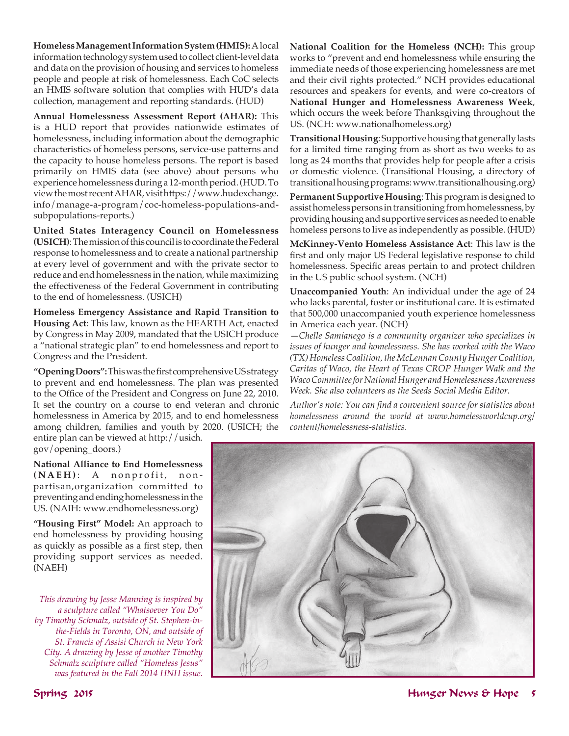**Homeless Management Information System (HMIS):** A local information technology system used to collect client-level data and data on the provision of housing and services to homeless people and people at risk of homelessness. Each CoC selects an HMIS software solution that complies with HUD's data collection, management and reporting standards. (HUD)

**Annual Homelessness Assessment Report (AHAR):** This is a HUD report that provides nationwide estimates of homelessness, including information about the demographic characteristics of homeless persons, service-use patterns and the capacity to house homeless persons. The report is based primarily on HMIS data (see above) about persons who experience homelessness during a 12-month period. (HUD. To view the most recent AHAR, visit https://www.hudexchange.info/manage-a-program/coc-homeless-populations-and-subpopulations-reports.)

**United States Interagency Council on Homelessness (USICH)**: The mission of this council is to coordinate the Federal response to homelessness and to create a national partnership at every level of government and with the private sector to reduce and end homelessness in the nation, while maximizing the effectiveness of the Federal Government in contributing to the end of homelessness. (USICH)

**Homeless Emergency Assistance and Rapid Transition to Housing Act**: This law, known as the HEARTH Act, enacted by Congress in May 2009, mandated that the USICH produce a "national strategic plan" to end homelessness and report to Congress and the President.

**"Opening Doors":** This was the first comprehensive US strategy to prevent and end homelessness. The plan was presented to the Office of the President and Congress on June 22, 2010. It set the country on a course to end veteran and chronic homelessness in America by 2015, and to end homelessness among children, families and youth by 2020. (USICH; the entire plan can be viewed at http://usich.gov/opening_doors.)

**National Alliance to End Homelessness (NAEH)**: A nonprofit, non-partisan,organization committed to preventing and ending homelessness in the US. (NAIH: www.endhomelessness.org)

**"Housing First" Model:** An approach to end homelessness by providing housing as quickly as possible as a first step, then providing support services as needed. (NAEH)

*This drawing by Jesse Manning is inspired by a sculpture called "Whatsoever You Do" by Timothy Schmalz, outside of St. Stephen-in-the-Fields in Toronto, ON, and outside of St. Francis of Assisi Church in New York City. A drawing by Jesse of another Timothy Schmalz sculpture called "Homeless Jesus" was featured in the Fall 2014 HNH issue.*

**National Coalition for the Homeless (NCH):** This group works to "prevent and end homelessness while ensuring the immediate needs of those experiencing homelessness are met and their civil rights protected." NCH provides educational resources and speakers for events, and were co-creators of **National Hunger and Homelessness Awareness Week**, which occurs the week before Thanksgiving throughout the US. (NCH: www.nationalhomeless.org)

**Transitional Housing**: Supportive housing that generally lasts for a limited time ranging from as short as two weeks to as long as 24 months that provides help for people after a crisis or domestic violence. (Transitional Housing, a directory of transitional housing programs: www.transitionalhousing.org)

**Permanent Supportive Housing**: This program is designed to assist homeless persons in transitioning from homelessness, by providing housing and supportive services as needed to enable homeless persons to live as independently as possible. (HUD)

**McKinney-Vento Homeless Assistance Act**: This law is the first and only major US Federal legislative response to child homelessness. Specific areas pertain to and protect children in the US public school system. (NCH)

**Unaccompanied Youth**: An individual under the age of 24 who lacks parental, foster or institutional care. It is estimated that 500,000 unaccompanied youth experience homelessness in America each year. (NCH)

*—Chelle Samianego is a community organizer who specializes in issues of hunger and homelessness. She has worked with the Waco (TX) Homeless Coalition, the McLennan County Hunger Coalition, Caritas of Waco, the Heart of Texas CROP Hunger Walk and the Waco Committee for National Hunger and Homelessness Awareness Week. She also volunteers as the Seeds Social Media Editor.*

*Author's note: You can find a convenient source for statistics about homelessness around the world at www.homelessworldcup.org/content/homelessness-statistics.*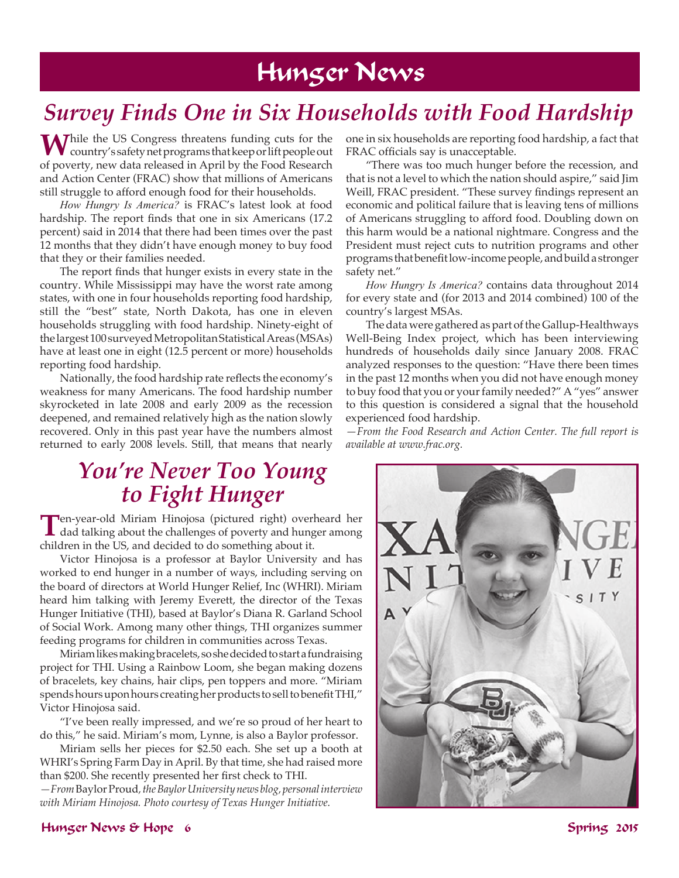# Hunger News

## Survey Finds One in Six Households with Food Hardship

While the US Congress threatens funding cuts for the country's safety net programs that keep or lift people out of poverty, new data released in April by the Food Research and Action Center (FRAC) show that millions of Americans still struggle to afford enough food for their households.

*How Hungry Is America?* is FRAC's latest look at food hardship. The report finds that one in six Americans (17.2 percent) said in 2014 that there had been times over the past 12 months that they didn't have enough money to buy food that they or their families needed.

The report finds that hunger exists in every state in the country. While Mississippi may have the worst rate among states, with one in four households reporting food hardship, still the "best" state, North Dakota, has one in eleven households struggling with food hardship. Ninety-eight of the largest 100 surveyed Metropolitan Statistical Areas (MSAs) have at least one in eight (12.5 percent or more) households reporting food hardship.

Nationally, the food hardship rate reflects the economy's weakness for many Americans. The food hardship number skyrocketed in late 2008 and early 2009 as the recession deepened, and remained relatively high as the nation slowly recovered. Only in this past year have the numbers almost returned to early 2008 levels. Still, that means that nearly one in six households are reporting food hardship, a fact that FRAC officials say is unacceptable.

"There was too much hunger before the recession, and that is not a level to which the nation should aspire," said Jim Weill, FRAC president. "These survey findings represent an economic and political failure that is leaving tens of millions of Americans struggling to afford food. Doubling down on this harm would be a national nightmare. Congress and the President must reject cuts to nutrition programs and other programs that benefit low-income people, and build a stronger safety net."

*How Hungry Is America?* contains data throughout 2014 for every state and (for 2013 and 2014 combined) 100 of the country's largest MSAs.

The data were gathered as part of the Gallup-Healthways Well-Being Index project, which has been interviewing hundreds of households daily since January 2008. FRAC analyzed responses to the question: "Have there been times in the past 12 months when you did not have enough money to buy food that you or your family needed?" A "yes" answer to this question is considered a signal that the household experienced food hardship.

*—From the Food Research and Action Center. The full report is available at www.frac.org.*

## You're Never Too Young to Fight Hunger

Ten-year-old Miriam Hinojosa (pictured right) overheard her dad talking about the challenges of poverty and hunger among children in the US, and decided to do something about it.

Victor Hinojosa is a professor at Baylor University and has worked to end hunger in a number of ways, including serving on the board of directors at World Hunger Relief, Inc (WHRI). Miriam heard him talking with Jeremy Everett, the director of the Texas Hunger Initiative (THI), based at Baylor's Diana R. Garland School of Social Work. Among many other things, THI organizes summer feeding programs for children in communities across Texas.

Miriam likes making bracelets, so she decided to start a fundraising project for THI. Using a Rainbow Loom, she began making dozens of bracelets, key chains, hair clips, pen toppers and more. "Miriam spends hours upon hours creating her products to sell to benefit THI," Victor Hinojosa said.

"I've been really impressed, and we're so proud of her heart to do this," he said. Miriam's mom, Lynne, is also a Baylor professor.

Miriam sells her pieces for $2.50 each. She set up a booth at WHRI's Spring Farm Day in April. By that time, she had raised more than $200. She recently presented her first check to THI.

*—From* Baylor Proud*, the Baylor University news blog, personal interview with Miriam Hinojosa. Photo courtesy of Texas Hunger Initiative.*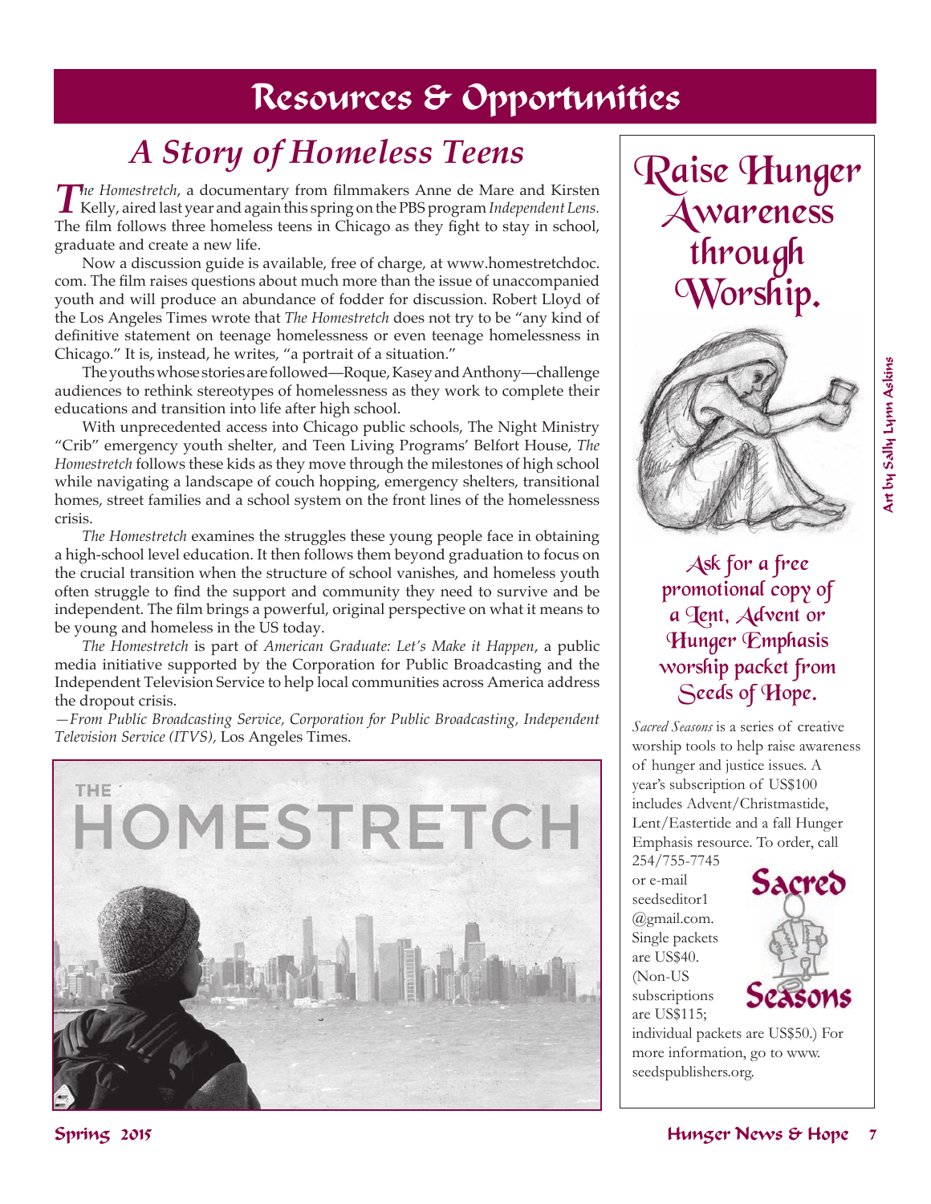# Resources & Opportunities

## A Story of Homeless Teens

*The Homestretch*, a documentary from filmmakers Anne de Mare and Kirsten Kelly, aired last year and again this spring on the PBS program *Independent Lens*. The film follows three homeless teens in Chicago as they fight to stay in school, graduate and create a new life.

Now a discussion guide is available, free of charge, at www.homestretchdoc.com. The film raises questions about much more than the issue of unaccompanied youth and will produce an abundance of fodder for discussion. Robert Lloyd of the Los Angeles Times wrote that *The Homestretch* does not try to be "any kind of definitive statement on teenage homelessness or even teenage homelessness in Chicago." It is, instead, he writes, "a portrait of a situation."

The youths whose stories are followed—Roque, Kasey and Anthony—challenge audiences to rethink stereotypes of homelessness as they work to complete their educations and transition into life after high school.

With unprecedented access into Chicago public schools, The Night Ministry "Crib" emergency youth shelter, and Teen Living Programs' Belfort House, *The Homestretch* follows these kids as they move through the milestones of high school while navigating a landscape of couch hopping, emergency shelters, transitional homes, street families and a school system on the front lines of the homelessness crisis.

*The Homestretch* examines the struggles these young people face in obtaining a high-school level education. It then follows them beyond graduation to focus on the crucial transition when the structure of school vanishes, and homeless youth often struggle to find the support and community they need to survive and be independent. The film brings a powerful, original perspective on what it means to be young and homeless in the US today.

*The Homestretch* is part of *American Graduate: Let's Make it Happen*, a public media initiative supported by the Corporation for Public Broadcasting and the Independent Television Service to help local communities across America address the dropout crisis.

*—From Public Broadcasting Service, Corporation for Public Broadcasting, Independent Television Service (ITVS),* Los Angeles Times.

THE HOMESTRETCH

## Raise Hunger Awareness through Worship.

Art by Sally Lynn Askins

Ask for a free promotional copy of a Lent, Advent or Hunger Emphasis worship packet from Seeds of Hope.

*Sacred Seasons* is a series of creative worship tools to help raise awareness of hunger and justice issues. A year's subscription of US$100 includes Advent/Christmastide, Lent/Eastertide and a fall Hunger Emphasis resource. To order, call 254/755-7745 or e-mail seedseditor1@gmail.com. Single packets are US$40. (Non-US subscriptions are US$115; individual packets are US$50.) For more information, go to www.seedspublishers.org.

Sacred Seasons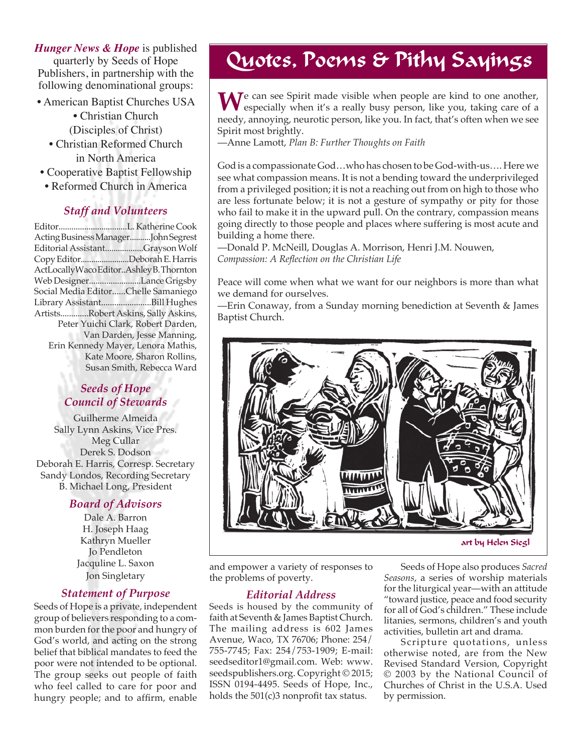***Hunger News & Hope*** is published quarterly by Seeds of Hope Publishers, in partnership with the following denominational groups:

- American Baptist Churches USA
- Christian Church (Disciples of Christ)
- Christian Reformed Church in North America
- Cooperative Baptist Fellowship
- Reformed Church in America

### *Staff and Volunteers*

Editor.................................L. Katherine Cook
Acting Business Manager..........John Segrest
Editorial Assistant..................Grayson Wolf
Copy Editor.......................Deborah E. Harris
ActLocallyWaco Editor..Ashley B. Thornton
Web Designer.........................Lance Grigsby
Social Media Editor......Chelle Samaniego
Library Assistant........................Bill Hughes
Artists.............Robert Askins, Sally Askins, Peter Yuichi Clark, Robert Darden, Van Darden, Jesse Manning, Erin Kennedy Mayer, Lenora Mathis, Kate Moore, Sharon Rollins, Susan Smith, Rebecca Ward

### *Seeds of Hope Council of Stewards*

Guilherme Almeida
Sally Lynn Askins, Vice Pres.
Meg Cullar
Derek S. Dodson
Deborah E. Harris, Corresp. Secretary
Sandy Londos, Recording Secretary
B. Michael Long, President

### *Board of Advisors*

Dale A. Barron
H. Joseph Haag
Kathryn Mueller
Jo Pendleton
Jacquline L. Saxon
Jon Singletary

### *Statement of Purpose*

Seeds of Hope is a private, independent group of believers responding to a common burden for the poor and hungry of God's world, and acting on the strong belief that biblical mandates to feed the poor were not intended to be optional. The group seeks out people of faith who feel called to care for poor and hungry people; and to affirm, enable and empower a variety of responses to the problems of poverty.

### *Editorial Address*

Seeds is housed by the community of faith at Seventh & James Baptist Church. The mailing address is 602 James Avenue, Waco, TX 76706; Phone: 254/755-7745; Fax: 254/753-1909; E-mail: seedseditor1@gmail.com. Web: www.seedspublishers.org. Copyright © 2015; ISSN 0194-4495. Seeds of Hope, Inc., holds the 501(c)3 nonprofit tax status.

Seeds of Hope also produces *Sacred Seasons*, a series of worship materials for the liturgical year—with an attitude "toward justice, peace and food security for all of God's children." These include litanies, sermons, children's and youth activities, bulletin art and drama.

Scripture quotations, unless otherwise noted, are from the New Revised Standard Version, Copyright © 2003 by the National Council of Churches of Christ in the U.S.A. Used by permission.

# Quotes, Poems & Pithy Sayings

We can see Spirit made visible when people are kind to one another, especially when it's a really busy person, like you, taking care of a needy, annoying, neurotic person, like you. In fact, that's often when we see Spirit most brightly.
—Anne Lamott, *Plan B: Further Thoughts on Faith*

God is a compassionate God…who has chosen to be God-with-us…. Here we see what compassion means. It is not a bending toward the underprivileged from a privileged position; it is not a reaching out from on high to those who are less fortunate below; it is not a gesture of sympathy or pity for those who fail to make it in the upward pull. On the contrary, compassion means going directly to those people and places where suffering is most acute and building a home there.
—Donald P. McNeill, Douglas A. Morrison, Henri J.M. Nouwen, *Compassion: A Reflection on the Christian Life*

Peace will come when what we want for our neighbors is more than what we demand for ourselves.
—Erin Conaway, from a Sunday morning benediction at Seventh & James Baptist Church.

art by Helen Siegl